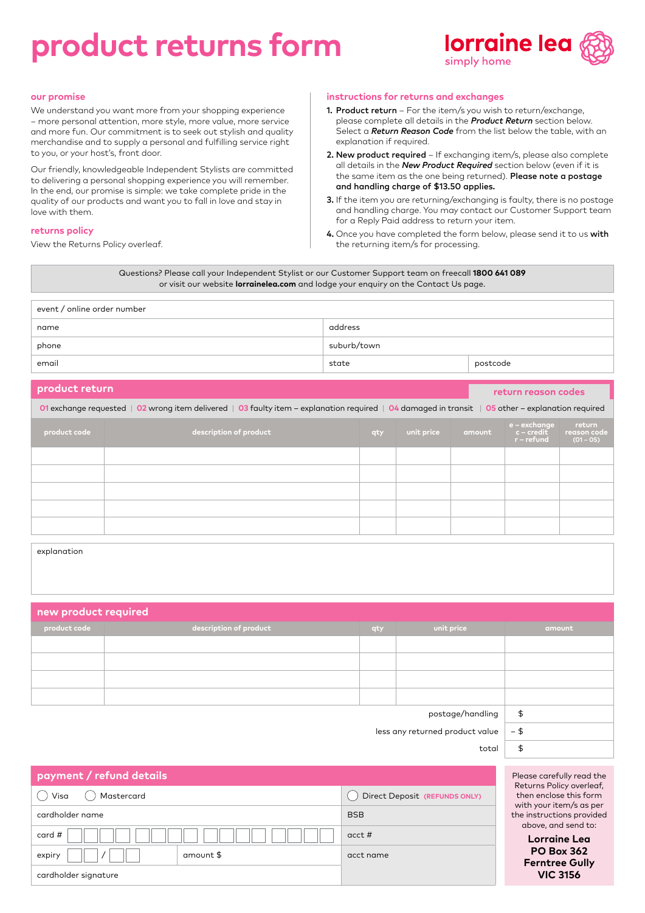# product returns form

**lorraine lea**
simply home

## our promise

We understand you want more from your shopping experience – more personal attention, more style, more value, more service and more fun. Our commitment is to seek out stylish and quality merchandise and to supply a personal and fulfilling service right to you, or your host's, front door.

Our friendly, knowledgeable Independent Stylists are committed to delivering a personal shopping experience you will remember. In the end, our promise is simple: we take complete pride in the quality of our products and want you to fall in love and stay in love with them.

## returns policy

View the Returns Policy overleaf.

## instructions for returns and exchanges

1. **Product return** – For the item/s you wish to return/exchange, please complete all details in the ***Product Return*** section below. Select a ***Return Reason Code*** from the list below the table, with an explanation if required.
2. **New product required** – If exchanging item/s, please also complete all details in the ***New Product Required*** section below (even if it is the same item as the one being returned). **Please note a postage and handling charge of $13.50 applies.**
3. If the item you are returning/exchanging is faulty, there is no postage and handling charge. You may contact our Customer Support team for a Reply Paid address to return your item.
4. Once you have completed the form below, please send it to us **with** the returning item/s for processing.

Questions? Please call your Independent Stylist or our Customer Support team on freecall **1800 641 089** or visit our website **lorrainelea.com** and lodge your enquiry on the Contact Us page.

| event / online order number | | |
|---|---|---|
| name | address | |
| phone | suburb/town | |
| email | state | postcode |

## product return

**return reason codes**

01 exchange requested | 02 wrong item delivered | 03 faulty item – explanation required | 04 damaged in transit | 05 other – explanation required

| product code | description of product | qty | unit price | amount | e – exchange c – credit r – refund | return reason code (01 – 05) |
|---|---|---|---|---|---|---|
| | | | | | | |
| | | | | | | |
| | | | | | | |
| | | | | | | |
| | | | | | | |

explanation

## new product required

| product code | description of product | qty | unit price | amount |
|---|---|---|---|---|
| | | | | |
| | | | | |
| | | | | |
| | | | | |
| | | | postage/handling | $ |
| | | | less any returned product value | – $ |
| | | | total | $ |

## payment / refund details

| | |
|---|---|
| ◯ Visa ◯ Mastercard | ◯ Direct Deposit (REFUNDS ONLY) |
| cardholder name | BSB |
| card # | acct # |
| expiry / amount $ | acct name |
| cardholder signature | |

Please carefully read the Returns Policy overleaf, then enclose this form with your item/s as per the instructions provided above, and send to:

**Lorraine Lea**
**PO Box 362**
**Ferntree Gully**
**VIC 3156**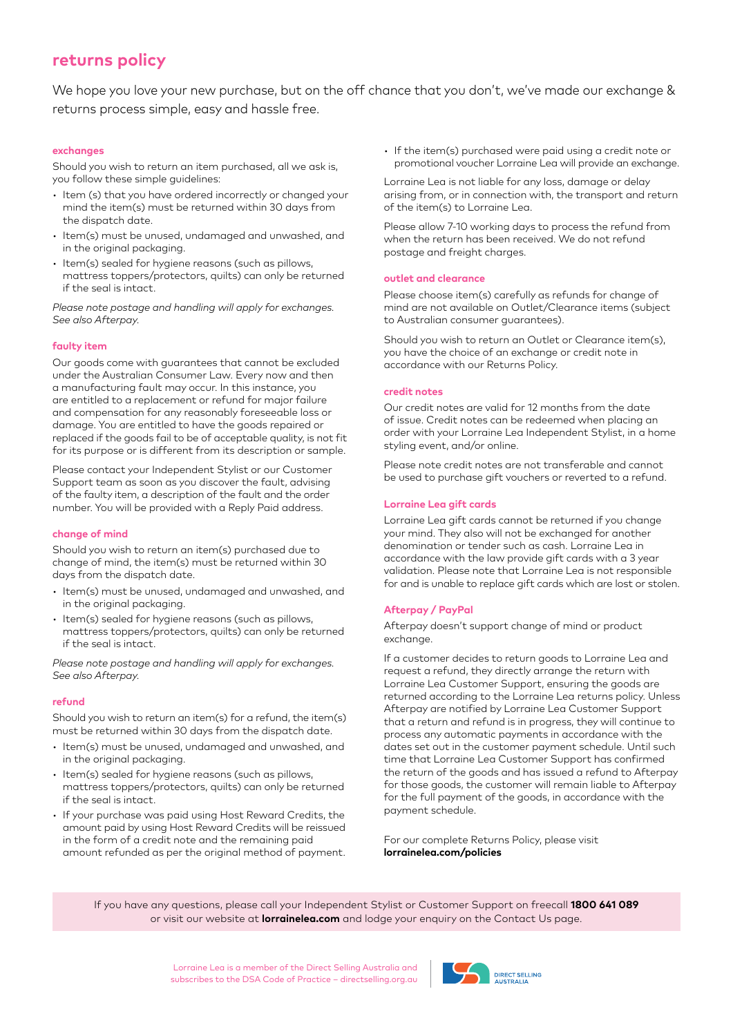# returns policy

We hope you love your new purchase, but on the off chance that you don't, we've made our exchange & returns process simple, easy and hassle free.

### exchanges

Should you wish to return an item purchased, all we ask is, you follow these simple guidelines:

- Item (s) that you have ordered incorrectly or changed your mind the item(s) must be returned within 30 days from the dispatch date.
- Item(s) must be unused, undamaged and unwashed, and in the original packaging.
- Item(s) sealed for hygiene reasons (such as pillows, mattress toppers/protectors, quilts) can only be returned if the seal is intact.

*Please note postage and handling will apply for exchanges. See also Afterpay.*

### faulty item

Our goods come with guarantees that cannot be excluded under the Australian Consumer Law. Every now and then a manufacturing fault may occur. In this instance, you are entitled to a replacement or refund for major failure and compensation for any reasonably foreseeable loss or damage. You are entitled to have the goods repaired or replaced if the goods fail to be of acceptable quality, is not fit for its purpose or is different from its description or sample.

Please contact your Independent Stylist or our Customer Support team as soon as you discover the fault, advising of the faulty item, a description of the fault and the order number. You will be provided with a Reply Paid address.

### change of mind

Should you wish to return an item(s) purchased due to change of mind, the item(s) must be returned within 30 days from the dispatch date.

- Item(s) must be unused, undamaged and unwashed, and in the original packaging.
- Item(s) sealed for hygiene reasons (such as pillows, mattress toppers/protectors, quilts) can only be returned if the seal is intact.

*Please note postage and handling will apply for exchanges. See also Afterpay.*

### refund

Should you wish to return an item(s) for a refund, the item(s) must be returned within 30 days from the dispatch date.

- Item(s) must be unused, undamaged and unwashed, and in the original packaging.
- Item(s) sealed for hygiene reasons (such as pillows, mattress toppers/protectors, quilts) can only be returned if the seal is intact.
- If your purchase was paid using Host Reward Credits, the amount paid by using Host Reward Credits will be reissued in the form of a credit note and the remaining paid amount refunded as per the original method of payment.
- If the item(s) purchased were paid using a credit note or promotional voucher Lorraine Lea will provide an exchange.

Lorraine Lea is not liable for any loss, damage or delay arising from, or in connection with, the transport and return of the item(s) to Lorraine Lea.

Please allow 7-10 working days to process the refund from when the return has been received. We do not refund postage and freight charges.

### outlet and clearance

Please choose item(s) carefully as refunds for change of mind are not available on Outlet/Clearance items (subject to Australian consumer guarantees).

Should you wish to return an Outlet or Clearance item(s), you have the choice of an exchange or credit note in accordance with our Returns Policy.

### credit notes

Our credit notes are valid for 12 months from the date of issue. Credit notes can be redeemed when placing an order with your Lorraine Lea Independent Stylist, in a home styling event, and/or online.

Please note credit notes are not transferable and cannot be used to purchase gift vouchers or reverted to a refund.

### Lorraine Lea gift cards

Lorraine Lea gift cards cannot be returned if you change your mind. They also will not be exchanged for another denomination or tender such as cash. Lorraine Lea in accordance with the law provide gift cards with a 3 year validation. Please note that Lorraine Lea is not responsible for and is unable to replace gift cards which are lost or stolen.

### Afterpay / PayPal

Afterpay doesn't support change of mind or product exchange.

If a customer decides to return goods to Lorraine Lea and request a refund, they directly arrange the return with Lorraine Lea Customer Support, ensuring the goods are returned according to the Lorraine Lea returns policy. Unless Afterpay are notified by Lorraine Lea Customer Support that a return and refund is in progress, they will continue to process any automatic payments in accordance with the dates set out in the customer payment schedule. Until such time that Lorraine Lea Customer Support has confirmed the return of the goods and has issued a refund to Afterpay for those goods, the customer will remain liable to Afterpay for the full payment of the goods, in accordance with the payment schedule.

For our complete Returns Policy, please visit **lorrainelea.com/policies**

If you have any questions, please call your Independent Stylist or Customer Support on freecall **1800 641 089** or visit our website at **lorrainelea.com** and lodge your enquiry on the Contact Us page.

Lorraine Lea is a member of the Direct Selling Australia and subscribes to the DSA Code of Practice – directselling.org.au

DIRECT SELLING AUSTRALIA